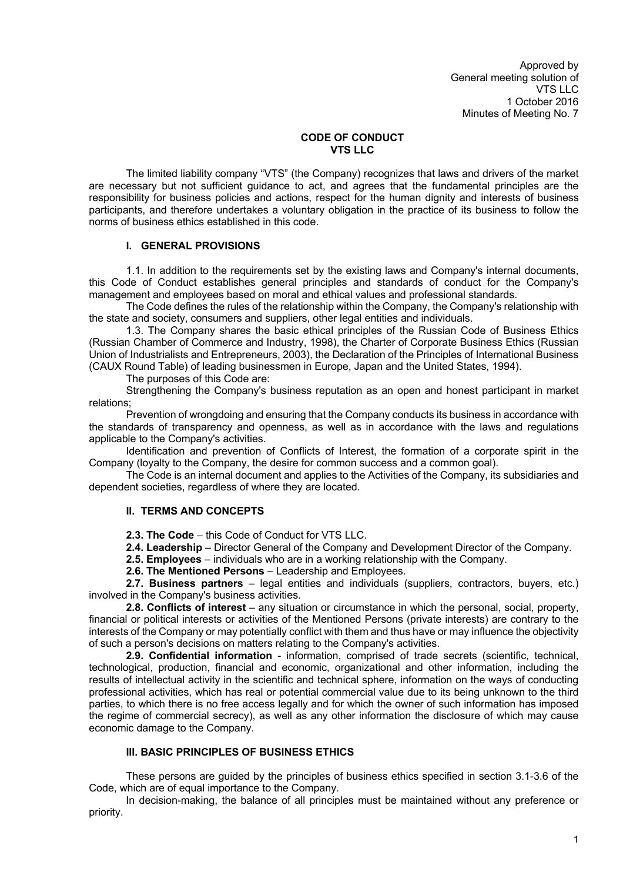Approved by
General meeting solution of
VTS LLC
1 October 2016
Minutes of Meeting No. 7

# CODE OF CONDUCT
# VTS LLC

The limited liability company "VTS" (the Company) recognizes that laws and drivers of the market are necessary but not sufficient guidance to act, and agrees that the fundamental principles are the responsibility for business policies and actions, respect for the human dignity and interests of business participants, and therefore undertakes a voluntary obligation in the practice of its business to follow the norms of business ethics established in this code.

## I. GENERAL PROVISIONS

1.1. In addition to the requirements set by the existing laws and Company's internal documents, this Code of Conduct establishes general principles and standards of conduct for the Company's management and employees based on moral and ethical values and professional standards.

The Code defines the rules of the relationship within the Company, the Company's relationship with the state and society, consumers and suppliers, other legal entities and individuals.

1.3. The Company shares the basic ethical principles of the Russian Code of Business Ethics (Russian Chamber of Commerce and Industry, 1998), the Charter of Corporate Business Ethics (Russian Union of Industrialists and Entrepreneurs, 2003), the Declaration of the Principles of International Business (CAUX Round Table) of leading businessmen in Europe, Japan and the United States, 1994).

The purposes of this Code are:

Strengthening the Company's business reputation as an open and honest participant in market relations;

Prevention of wrongdoing and ensuring that the Company conducts its business in accordance with the standards of transparency and openness, as well as in accordance with the laws and regulations applicable to the Company's activities.

Identification and prevention of Conflicts of Interest, the formation of a corporate spirit in the Company (loyalty to the Company, the desire for common success and a common goal).

The Code is an internal document and applies to the Activities of the Company, its subsidiaries and dependent societies, regardless of where they are located.

## II. TERMS AND CONCEPTS

**2.3. The Code** – this Code of Conduct for VTS LLC.

**2.4. Leadership** – Director General of the Company and Development Director of the Company.

**2.5. Employees** – individuals who are in a working relationship with the Company.

**2.6. The Mentioned Persons** – Leadership and Employees.

**2.7. Business partners** – legal entities and individuals (suppliers, contractors, buyers, etc.) involved in the Company's business activities.

**2.8. Conflicts of interest** – any situation or circumstance in which the personal, social, property, financial or political interests or activities of the Mentioned Persons (private interests) are contrary to the interests of the Company or may potentially conflict with them and thus have or may influence the objectivity of such a person's decisions on matters relating to the Company's activities.

**2.9. Confidential information** - information, comprised of trade secrets (scientific, technical, technological, production, financial and economic, organizational and other information, including the results of intellectual activity in the scientific and technical sphere, information on the ways of conducting professional activities, which has real or potential commercial value due to its being unknown to the third parties, to which there is no free access legally and for which the owner of such information has imposed the regime of commercial secrecy), as well as any other information the disclosure of which may cause economic damage to the Company.

## III. BASIC PRINCIPLES OF BUSINESS ETHICS

These persons are guided by the principles of business ethics specified in section 3.1-3.6 of the Code, which are of equal importance to the Company.

In decision-making, the balance of all principles must be maintained without any preference or priority.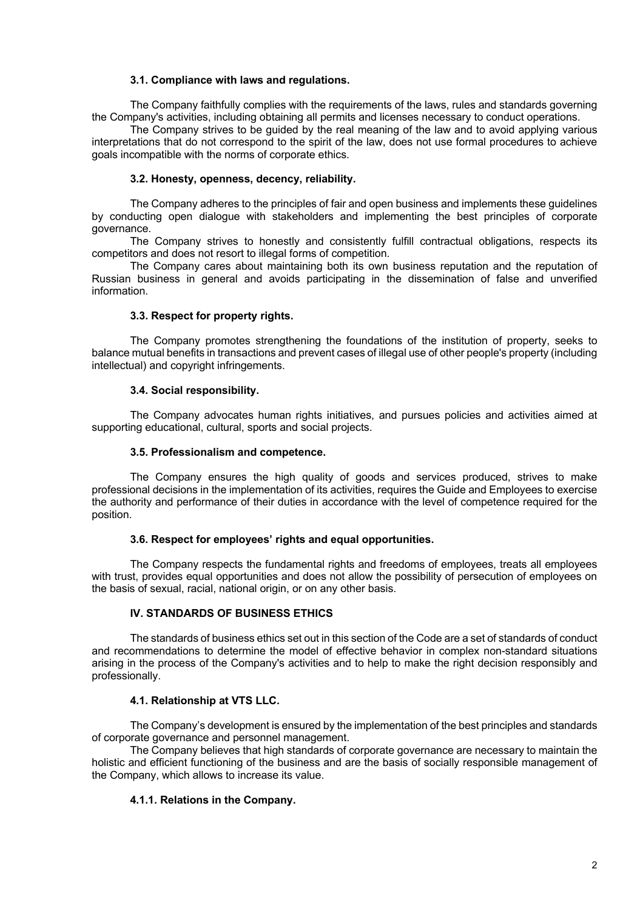### 3.1. Compliance with laws and regulations.

The Company faithfully complies with the requirements of the laws, rules and standards governing the Company's activities, including obtaining all permits and licenses necessary to conduct operations.

The Company strives to be guided by the real meaning of the law and to avoid applying various interpretations that do not correspond to the spirit of the law, does not use formal procedures to achieve goals incompatible with the norms of corporate ethics.

### 3.2. Honesty, openness, decency, reliability.

The Company adheres to the principles of fair and open business and implements these guidelines by conducting open dialogue with stakeholders and implementing the best principles of corporate governance.

The Company strives to honestly and consistently fulfill contractual obligations, respects its competitors and does not resort to illegal forms of competition.

The Company cares about maintaining both its own business reputation and the reputation of Russian business in general and avoids participating in the dissemination of false and unverified information.

### 3.3. Respect for property rights.

The Company promotes strengthening the foundations of the institution of property, seeks to balance mutual benefits in transactions and prevent cases of illegal use of other people's property (including intellectual) and copyright infringements.

### 3.4. Social responsibility.

The Company advocates human rights initiatives, and pursues policies and activities aimed at supporting educational, cultural, sports and social projects.

### 3.5. Professionalism and competence.

The Company ensures the high quality of goods and services produced, strives to make professional decisions in the implementation of its activities, requires the Guide and Employees to exercise the authority and performance of their duties in accordance with the level of competence required for the position.

### 3.6. Respect for employees' rights and equal opportunities.

The Company respects the fundamental rights and freedoms of employees, treats all employees with trust, provides equal opportunities and does not allow the possibility of persecution of employees on the basis of sexual, racial, national origin, or on any other basis.

## IV. STANDARDS OF BUSINESS ETHICS

The standards of business ethics set out in this section of the Code are a set of standards of conduct and recommendations to determine the model of effective behavior in complex non-standard situations arising in the process of the Company's activities and to help to make the right decision responsibly and professionally.

### 4.1. Relationship at VTS LLC.

The Company's development is ensured by the implementation of the best principles and standards of corporate governance and personnel management.

The Company believes that high standards of corporate governance are necessary to maintain the holistic and efficient functioning of the business and are the basis of socially responsible management of the Company, which allows to increase its value.

#### 4.1.1. Relations in the Company.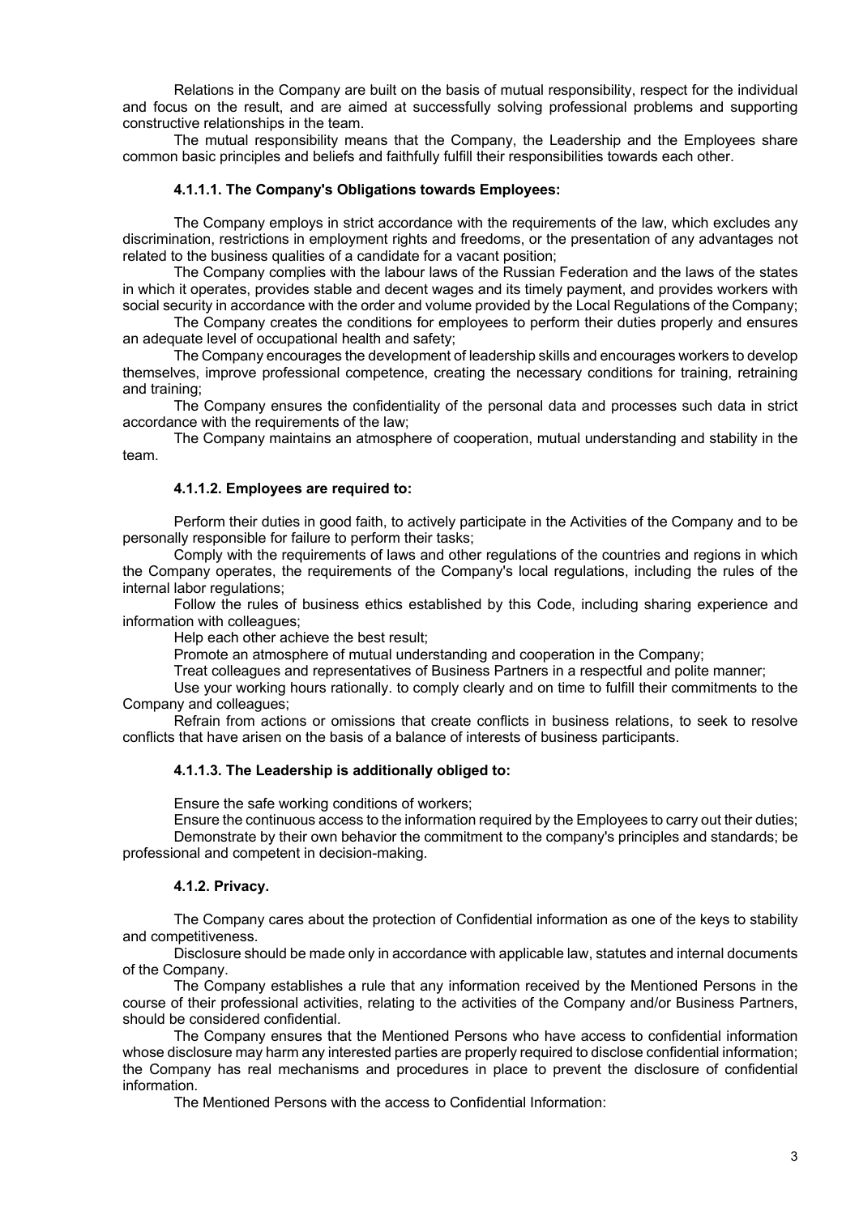Relations in the Company are built on the basis of mutual responsibility, respect for the individual and focus on the result, and are aimed at successfully solving professional problems and supporting constructive relationships in the team.

The mutual responsibility means that the Company, the Leadership and the Employees share common basic principles and beliefs and faithfully fulfill their responsibilities towards each other.

#### 4.1.1.1. The Company's Obligations towards Employees:

The Company employs in strict accordance with the requirements of the law, which excludes any discrimination, restrictions in employment rights and freedoms, or the presentation of any advantages not related to the business qualities of a candidate for a vacant position;

The Company complies with the labour laws of the Russian Federation and the laws of the states in which it operates, provides stable and decent wages and its timely payment, and provides workers with social security in accordance with the order and volume provided by the Local Regulations of the Company;

The Company creates the conditions for employees to perform their duties properly and ensures an adequate level of occupational health and safety;

The Company encourages the development of leadership skills and encourages workers to develop themselves, improve professional competence, creating the necessary conditions for training, retraining and training;

The Company ensures the confidentiality of the personal data and processes such data in strict accordance with the requirements of the law;

The Company maintains an atmosphere of cooperation, mutual understanding and stability in the team.

#### 4.1.1.2. Employees are required to:

Perform their duties in good faith, to actively participate in the Activities of the Company and to be personally responsible for failure to perform their tasks;

Comply with the requirements of laws and other regulations of the countries and regions in which the Company operates, the requirements of the Company's local regulations, including the rules of the internal labor regulations;

Follow the rules of business ethics established by this Code, including sharing experience and information with colleagues;

Help each other achieve the best result;

Promote an atmosphere of mutual understanding and cooperation in the Company;

Treat colleagues and representatives of Business Partners in a respectful and polite manner;

Use your working hours rationally. to comply clearly and on time to fulfill their commitments to the Company and colleagues;

Refrain from actions or omissions that create conflicts in business relations, to seek to resolve conflicts that have arisen on the basis of a balance of interests of business participants.

#### 4.1.1.3. The Leadership is additionally obliged to:

Ensure the safe working conditions of workers;

Ensure the continuous access to the information required by the Employees to carry out their duties;

Demonstrate by their own behavior the commitment to the company's principles and standards; be professional and competent in decision-making.

#### 4.1.2. Privacy.

The Company cares about the protection of Confidential information as one of the keys to stability and competitiveness.

Disclosure should be made only in accordance with applicable law, statutes and internal documents of the Company.

The Company establishes a rule that any information received by the Mentioned Persons in the course of their professional activities, relating to the activities of the Company and/or Business Partners, should be considered confidential.

The Company ensures that the Mentioned Persons who have access to confidential information whose disclosure may harm any interested parties are properly required to disclose confidential information; the Company has real mechanisms and procedures in place to prevent the disclosure of confidential information.

The Mentioned Persons with the access to Confidential Information: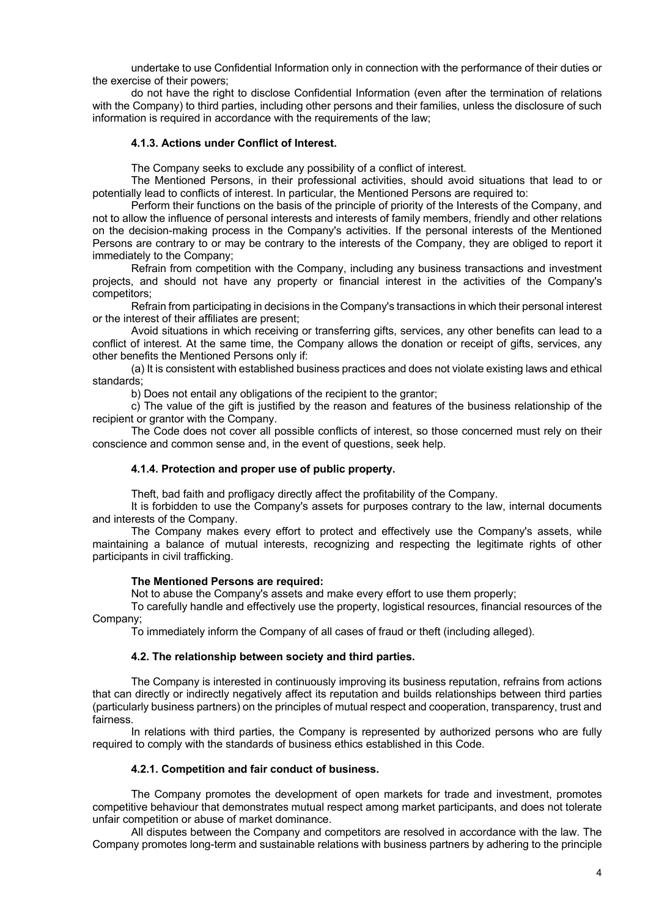undertake to use Confidential Information only in connection with the performance of their duties or the exercise of their powers;

do not have the right to disclose Confidential Information (even after the termination of relations with the Company) to third parties, including other persons and their families, unless the disclosure of such information is required in accordance with the requirements of the law;

#### 4.1.3. Actions under Conflict of Interest.

The Company seeks to exclude any possibility of a conflict of interest.

The Mentioned Persons, in their professional activities, should avoid situations that lead to or potentially lead to conflicts of interest. In particular, the Mentioned Persons are required to:

Perform their functions on the basis of the principle of priority of the Interests of the Company, and not to allow the influence of personal interests and interests of family members, friendly and other relations on the decision-making process in the Company's activities. If the personal interests of the Mentioned Persons are contrary to or may be contrary to the interests of the Company, they are obliged to report it immediately to the Company;

Refrain from competition with the Company, including any business transactions and investment projects, and should not have any property or financial interest in the activities of the Company's competitors;

Refrain from participating in decisions in the Company's transactions in which their personal interest or the interest of their affiliates are present;

Avoid situations in which receiving or transferring gifts, services, any other benefits can lead to a conflict of interest. At the same time, the Company allows the donation or receipt of gifts, services, any other benefits the Mentioned Persons only if:

(a) It is consistent with established business practices and does not violate existing laws and ethical standards;

b) Does not entail any obligations of the recipient to the grantor;

c) The value of the gift is justified by the reason and features of the business relationship of the recipient or grantor with the Company.

The Code does not cover all possible conflicts of interest, so those concerned must rely on their conscience and common sense and, in the event of questions, seek help.

#### 4.1.4. Protection and proper use of public property.

Theft, bad faith and profligacy directly affect the profitability of the Company.

It is forbidden to use the Company's assets for purposes contrary to the law, internal documents and interests of the Company.

The Company makes every effort to protect and effectively use the Company's assets, while maintaining a balance of mutual interests, recognizing and respecting the legitimate rights of other participants in civil trafficking.

**The Mentioned Persons are required:**

Not to abuse the Company's assets and make every effort to use them properly;

To carefully handle and effectively use the property, logistical resources, financial resources of the Company;

To immediately inform the Company of all cases of fraud or theft (including alleged).

### 4.2. The relationship between society and third parties.

The Company is interested in continuously improving its business reputation, refrains from actions that can directly or indirectly negatively affect its reputation and builds relationships between third parties (particularly business partners) on the principles of mutual respect and cooperation, transparency, trust and fairness.

In relations with third parties, the Company is represented by authorized persons who are fully required to comply with the standards of business ethics established in this Code.

#### 4.2.1. Competition and fair conduct of business.

The Company promotes the development of open markets for trade and investment, promotes competitive behaviour that demonstrates mutual respect among market participants, and does not tolerate unfair competition or abuse of market dominance.

All disputes between the Company and competitors are resolved in accordance with the law. The Company promotes long-term and sustainable relations with business partners by adhering to the principle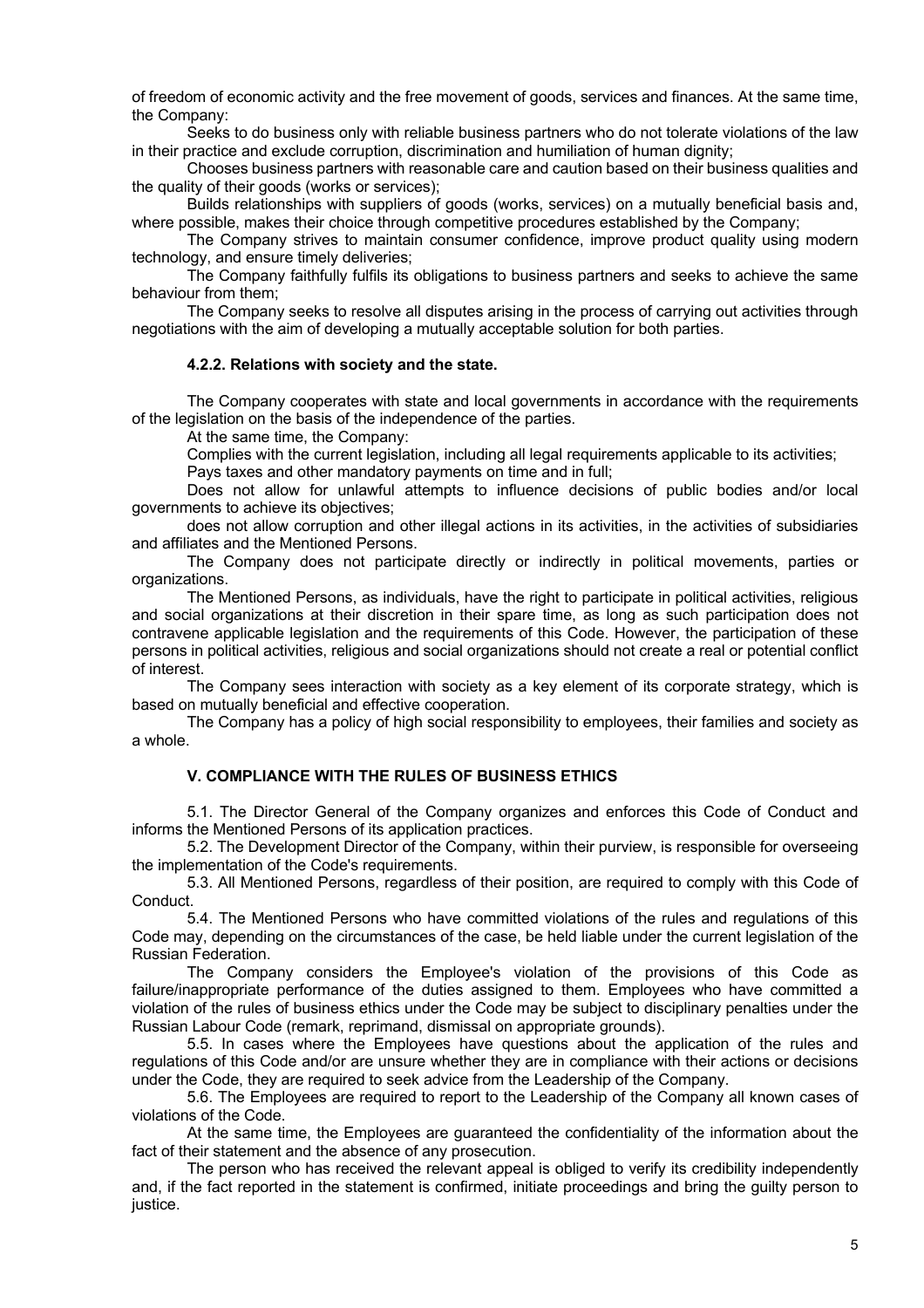of freedom of economic activity and the free movement of goods, services and finances. At the same time, the Company:

Seeks to do business only with reliable business partners who do not tolerate violations of the law in their practice and exclude corruption, discrimination and humiliation of human dignity;

Chooses business partners with reasonable care and caution based on their business qualities and the quality of their goods (works or services);

Builds relationships with suppliers of goods (works, services) on a mutually beneficial basis and, where possible, makes their choice through competitive procedures established by the Company;

The Company strives to maintain consumer confidence, improve product quality using modern technology, and ensure timely deliveries;

The Company faithfully fulfils its obligations to business partners and seeks to achieve the same behaviour from them;

The Company seeks to resolve all disputes arising in the process of carrying out activities through negotiations with the aim of developing a mutually acceptable solution for both parties.

#### 4.2.2. Relations with society and the state.

The Company cooperates with state and local governments in accordance with the requirements of the legislation on the basis of the independence of the parties.

At the same time, the Company:

Complies with the current legislation, including all legal requirements applicable to its activities;

Pays taxes and other mandatory payments on time and in full;

Does not allow for unlawful attempts to influence decisions of public bodies and/or local governments to achieve its objectives;

does not allow corruption and other illegal actions in its activities, in the activities of subsidiaries and affiliates and the Mentioned Persons.

The Company does not participate directly or indirectly in political movements, parties or organizations.

The Mentioned Persons, as individuals, have the right to participate in political activities, religious and social organizations at their discretion in their spare time, as long as such participation does not contravene applicable legislation and the requirements of this Code. However, the participation of these persons in political activities, religious and social organizations should not create a real or potential conflict of interest.

The Company sees interaction with society as a key element of its corporate strategy, which is based on mutually beneficial and effective cooperation.

The Company has a policy of high social responsibility to employees, their families and society as a whole.

## V. COMPLIANCE WITH THE RULES OF BUSINESS ETHICS

5.1. The Director General of the Company organizes and enforces this Code of Conduct and informs the Mentioned Persons of its application practices.

5.2. The Development Director of the Company, within their purview, is responsible for overseeing the implementation of the Code's requirements.

5.3. All Mentioned Persons, regardless of their position, are required to comply with this Code of Conduct.

5.4. The Mentioned Persons who have committed violations of the rules and regulations of this Code may, depending on the circumstances of the case, be held liable under the current legislation of the Russian Federation.

The Company considers the Employee's violation of the provisions of this Code as failure/inappropriate performance of the duties assigned to them. Employees who have committed a violation of the rules of business ethics under the Code may be subject to disciplinary penalties under the Russian Labour Code (remark, reprimand, dismissal on appropriate grounds).

5.5. In cases where the Employees have questions about the application of the rules and regulations of this Code and/or are unsure whether they are in compliance with their actions or decisions under the Code, they are required to seek advice from the Leadership of the Company.

5.6. The Employees are required to report to the Leadership of the Company all known cases of violations of the Code.

At the same time, the Employees are guaranteed the confidentiality of the information about the fact of their statement and the absence of any prosecution.

The person who has received the relevant appeal is obliged to verify its credibility independently and, if the fact reported in the statement is confirmed, initiate proceedings and bring the guilty person to justice.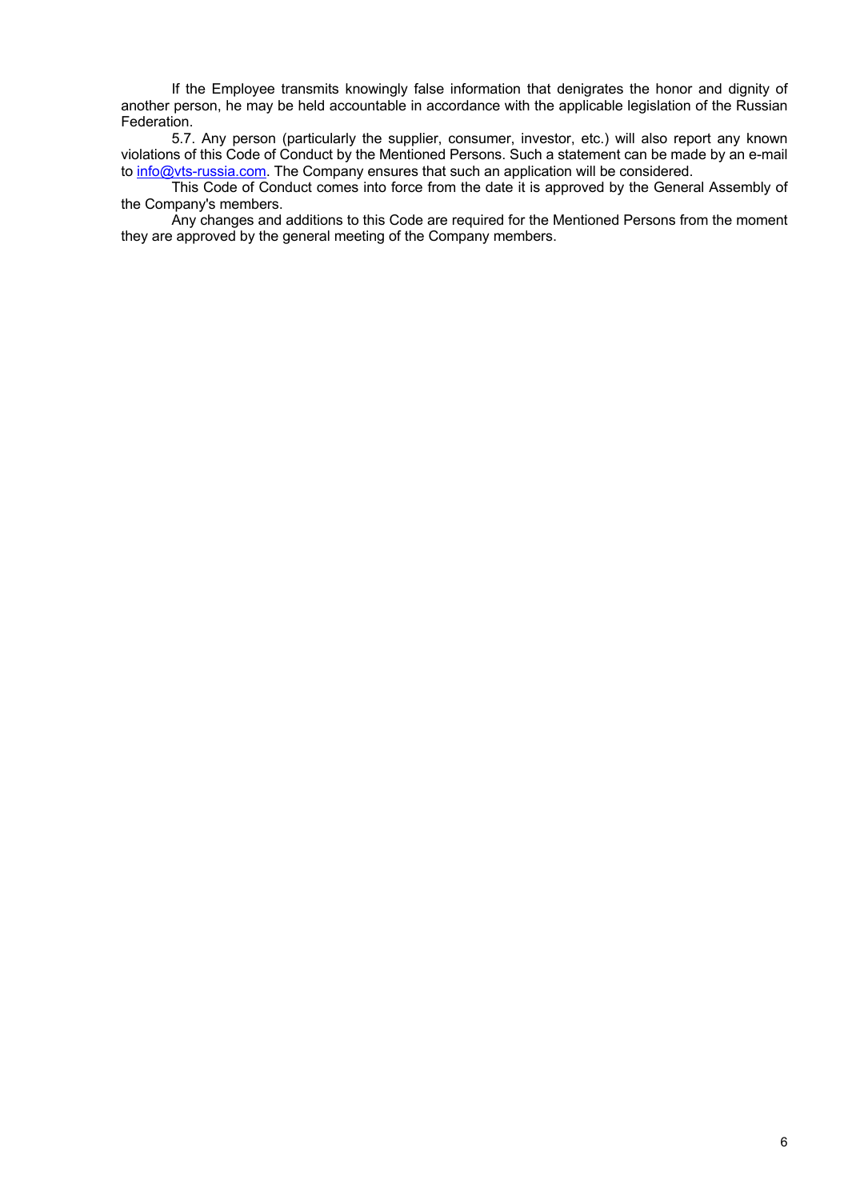If the Employee transmits knowingly false information that denigrates the honor and dignity of another person, he may be held accountable in accordance with the applicable legislation of the Russian Federation.

5.7. Any person (particularly the supplier, consumer, investor, etc.) will also report any known violations of this Code of Conduct by the Mentioned Persons. Such a statement can be made by an e-mail to info@vts-russia.com. The Company ensures that such an application will be considered.

This Code of Conduct comes into force from the date it is approved by the General Assembly of the Company's members.

Any changes and additions to this Code are required for the Mentioned Persons from the moment they are approved by the general meeting of the Company members.